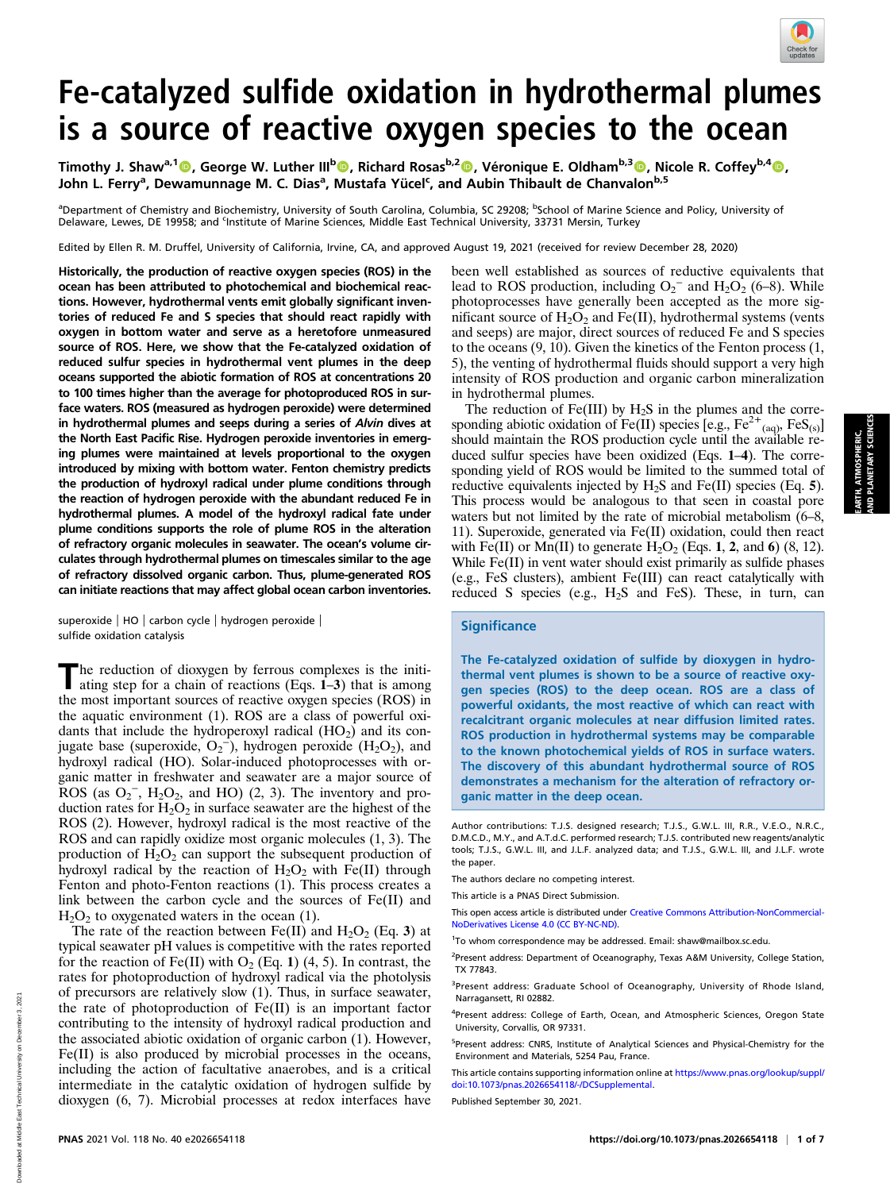# Fe-catalyzed sulfide oxidation in hydrothermal plumes is a source of reactive oxygen species to the ocean

Timothy J. Shaw[a,1], George W. Luther III[b], Richard Rosas[b,2], Véronique E. Oldham[b,3], Nicole R. Coffey[b,4], John L. Ferry[a], Dewamunnage M. C. Dias[a], Mustafa Yücel[c], and Aubin Thibault de Chanvalon[b,5]

[a]Department of Chemistry and Biochemistry, University of South Carolina, Columbia, SC 29208; [b]School of Marine Science and Policy, University of Delaware, Lewes, DE 19958; and [c]Institute of Marine Sciences, Middle East Technical University, 33731 Mersin, Turkey

Edited by Ellen R. M. Druffel, University of California, Irvine, CA, and approved August 19, 2021 (received for review December 28, 2020)

**Historically, the production of reactive oxygen species (ROS) in the ocean has been attributed to photochemical and biochemical reactions. However, hydrothermal vents emit globally significant inventories of reduced Fe and S species that should react rapidly with oxygen in bottom water and serve as a heretofore unmeasured source of ROS. Here, we show that the Fe-catalyzed oxidation of reduced sulfur species in hydrothermal vent plumes in the deep oceans supported the abiotic formation of ROS at concentrations 20 to 100 times higher than the average for photoproduced ROS in surface waters. ROS (measured as hydrogen peroxide) were determined in hydrothermal plumes and seeps during a series of *Alvin* dives at the North East Pacific Rise. Hydrogen peroxide inventories in emerging plumes were maintained at levels proportional to the oxygen introduced by mixing with bottom water. Fenton chemistry predicts the production of hydroxyl radical under plume conditions through the reaction of hydrogen peroxide with the abundant reduced Fe in hydrothermal plumes. A model of the hydroxyl radical fate under plume conditions supports the role of plume ROS in the alteration of refractory organic molecules in seawater. The ocean's volume circulates through hydrothermal plumes on timescales similar to the age of refractory dissolved organic carbon. Thus, plume-generated ROS can initiate reactions that may affect global ocean carbon inventories.**

superoxide | HO | carbon cycle | hydrogen peroxide | sulfide oxidation catalysis

The reduction of dioxygen by ferrous complexes is the initiating step for a chain of reactions (Eqs. **1**–**3**) that is among the most important sources of reactive oxygen species (ROS) in the aquatic environment (1). ROS are a class of powerful oxidants that include the hydroperoxyl radical ($HO_2$) and its conjugate base (superoxide, $O_2^-$), hydrogen peroxide ($H_2O_2$), and hydroxyl radical (HO). Solar-induced photoprocesses with organic matter in freshwater and seawater are a major source of ROS (as $O_2^-$, $H_2O_2$, and HO) (2, 3). The inventory and production rates for $H_2O_2$ in surface seawater are the highest of the ROS (2). However, hydroxyl radical is the most reactive of the ROS and can rapidly oxidize most organic molecules (1, 3). The production of $H_2O_2$ can support the subsequent production of hydroxyl radical by the reaction of $H_2O_2$ with Fe(II) through Fenton and photo-Fenton reactions (1). This process creates a link between the carbon cycle and the sources of Fe(II) and $H_2O_2$ to oxygenated waters in the ocean (1).

The rate of the reaction between Fe(II) and $H_2O_2$ (Eq. **3**) at typical seawater pH values is competitive with the rates reported for the reaction of Fe(II) with $O_2$ (Eq. **1**) (4, 5). In contrast, the rates for photoproduction of hydroxyl radical via the photolysis of precursors are relatively slow (1). Thus, in surface seawater, the rate of photoproduction of Fe(II) is an important factor contributing to the intensity of hydroxyl radical production and the associated abiotic oxidation of organic carbon (1). However, Fe(II) is also produced by microbial processes in the oceans, including the action of facultative anaerobes, and is a critical intermediate in the catalytic oxidation of hydrogen sulfide by dioxygen (6, 7). Microbial processes at redox interfaces have been well established as sources of reductive equivalents that lead to ROS production, including $O_2^-$ and $H_2O_2$ (6–8). While photoprocesses have generally been accepted as the more significant source of $H_2O_2$ and Fe(II), hydrothermal systems (vents and seeps) are major, direct sources of reduced Fe and S species to the oceans (9, 10). Given the kinetics of the Fenton process (1, 5), the venting of hydrothermal fluids should support a very high intensity of ROS production and organic carbon mineralization in hydrothermal plumes.

The reduction of Fe(III) by $H_2S$ in the plumes and the corresponding abiotic oxidation of Fe(II) species [e.g., $Fe^{2+}{}_{(aq)}$, $FeS_{(s)}$] should maintain the ROS production cycle until the available reduced sulfur species have been oxidized (Eqs. **1**–**4**). The corresponding yield of ROS would be limited to the summed total of reductive equivalents injected by $H_2S$ and Fe(II) species (Eq. **5**). This process would be analogous to that seen in coastal pore waters but not limited by the rate of microbial metabolism (6–8, 11). Superoxide, generated via Fe(II) oxidation, could then react with Fe(II) or Mn(II) to generate $H_2O_2$ (Eqs. **1**, **2**, and **6**) (8, 12). While Fe(II) in vent water should exist primarily as sulfide phases (e.g., FeS clusters), ambient Fe(III) can react catalytically with reduced S species (e.g., $H_2S$ and FeS). These, in turn, can

## Significance

The Fe-catalyzed oxidation of sulfide by dioxygen in hydrothermal vent plumes is shown to be a source of reactive oxygen species (ROS) to the deep ocean. ROS are a class of powerful oxidants, the most reactive of which can react with recalcitrant organic molecules at near diffusion limited rates. ROS production in hydrothermal systems may be comparable to the known photochemical yields of ROS in surface waters. The discovery of this abundant hydrothermal source of ROS demonstrates a mechanism for the alteration of refractory organic matter in the deep ocean.

Author contributions: T.J.S. designed research; T.J.S., G.W.L. III, R.R., V.E.O., N.R.C., D.M.C.D., M.Y., and A.T.d.C. performed research; T.J.S. contributed new reagents/analytic tools; T.J.S., G.W.L. III, and J.L.F. analyzed data; and T.J.S., G.W.L. III, and J.L.F. wrote the paper.

The authors declare no competing interest.

This article is a PNAS Direct Submission.

This open access article is distributed under Creative Commons Attribution-NonCommercial-NoDerivatives License 4.0 (CC BY-NC-ND).

[1]To whom correspondence may be addressed. Email: shaw@mailbox.sc.edu.

[2]Present address: Department of Oceanography, Texas A&M University, College Station, TX 77843.

[3]Present address: Graduate School of Oceanography, University of Rhode Island, Narragansett, RI 02882.

[4]Present address: College of Earth, Ocean, and Atmospheric Sciences, Oregon State University, Corvallis, OR 97331.

[5]Present address: CNRS, Institute of Analytical Sciences and Physical-Chemistry for the Environment and Materials, 5254 Pau, France.

This article contains supporting information online at https://www.pnas.org/lookup/suppl/doi:10.1073/pnas.2026654118/-/DCSupplemental.

Published September 30, 2021.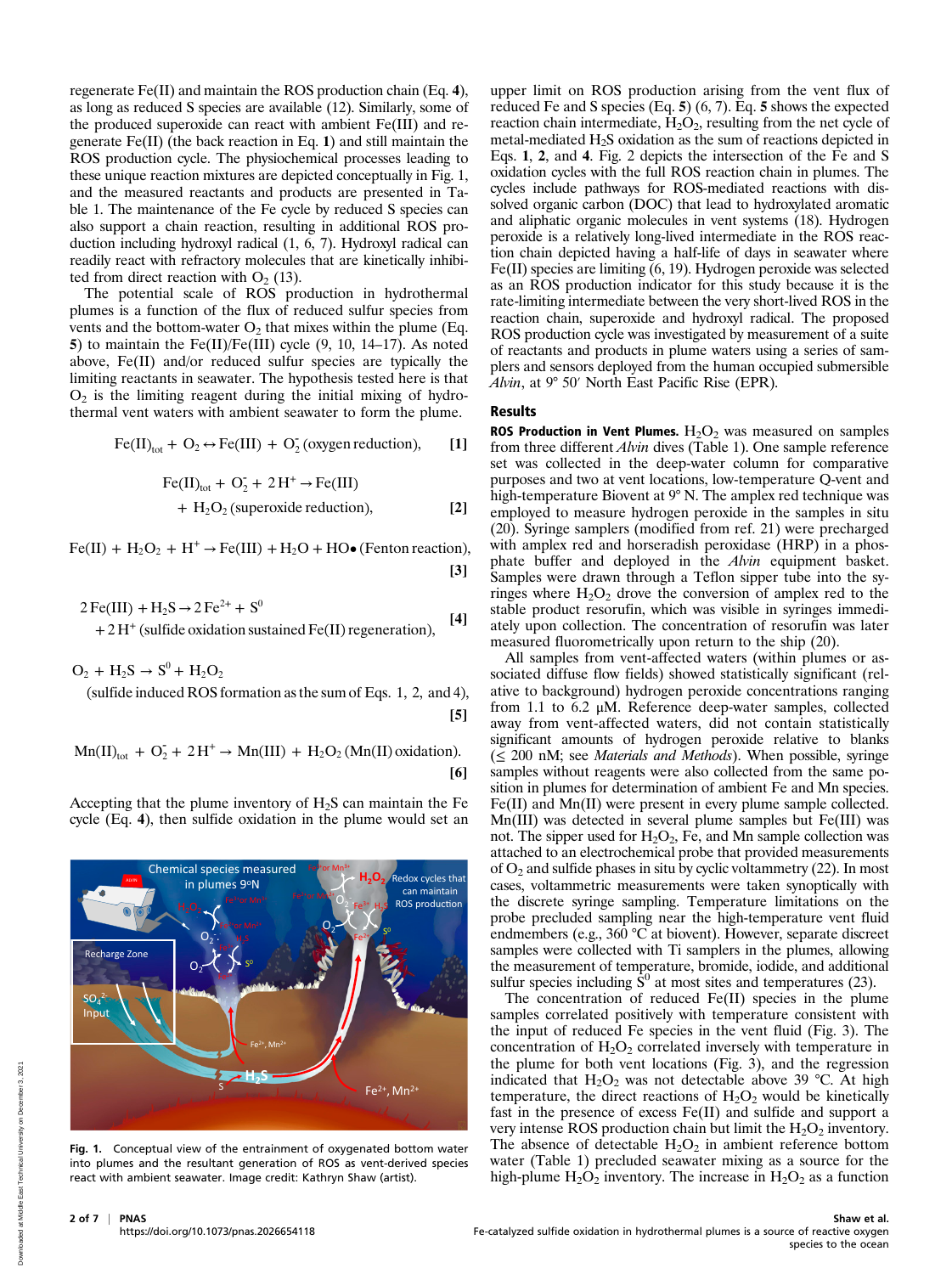regenerate Fe(II) and maintain the ROS production chain (Eq. **4**), as long as reduced S species are available (12). Similarly, some of the produced superoxide can react with ambient Fe(III) and regenerate Fe(II) (the back reaction in Eq. **1**) and still maintain the ROS production cycle. The physiochemical processes leading to these unique reaction mixtures are depicted conceptually in Fig. 1, and the measured reactants and products are presented in Table 1. The maintenance of the Fe cycle by reduced S species can also support a chain reaction, resulting in additional ROS production including hydroxyl radical (1, 6, 7). Hydroxyl radical can readily react with refractory molecules that are kinetically inhibited from direct reaction with $O_2$ (13).

The potential scale of ROS production in hydrothermal plumes is a function of the flux of reduced sulfur species from vents and the bottom-water $O_2$ that mixes within the plume (Eq. **5**) to maintain the Fe(II)/Fe(III) cycle (9, 10, 14–17). As noted above, Fe(II) and/or reduced sulfur species are typically the limiting reactants in seawater. The hypothesis tested here is that $O_2$ is the limiting reagent during the initial mixing of hydrothermal vent waters with ambient seawater to form the plume.

$$\mathrm{Fe(II)_{tot}} + \mathrm{O_2} \leftrightarrow \mathrm{Fe(III)} + \mathrm{O_2^{-}}\ \text{(oxygen reduction)}, \quad \textbf{[1]}$$

$$\mathrm{Fe(II)_{tot}} + \mathrm{O_2^{-}} + 2\mathrm{H^+} \rightarrow \mathrm{Fe(III)} + \mathrm{H_2O_2}\ \text{(superoxide reduction)}, \quad \textbf{[2]}$$

$$\mathrm{Fe(II)} + \mathrm{H_2O_2} + \mathrm{H^+} \rightarrow \mathrm{Fe(III)} + \mathrm{H_2O} + \mathrm{HO\bullet}\ \text{(Fenton reaction)}, \quad \textbf{[3]}$$

$$2\,\mathrm{Fe(III)} + \mathrm{H_2S} \rightarrow 2\,\mathrm{Fe^{2+}} + \mathrm{S^0} + 2\,\mathrm{H^+}\ \text{(sulfide oxidation sustained Fe(II) regeneration)}, \quad \textbf{[4]}$$

$$\mathrm{O_2} + \mathrm{H_2S} \rightarrow \mathrm{S^0} + \mathrm{H_2O_2}\ \text{(sulfide induced ROS formation as the sum of Eqs. 1, 2, and 4)}, \quad \textbf{[5]}$$

$$\mathrm{Mn(II)_{tot}} + \mathrm{O_2^{-}} + 2\mathrm{H^+} \rightarrow \mathrm{Mn(III)} + \mathrm{H_2O_2}\ \text{(Mn(II) oxidation)}. \quad \textbf{[6]}$$

Accepting that the plume inventory of $H_2S$ can maintain the Fe cycle (Eq. **4**), then sulfide oxidation in the plume would set an upper limit on ROS production arising from the vent flux of reduced Fe and S species (Eq. **5**) (6, 7). Eq. **5** shows the expected reaction chain intermediate, $H_2O_2$, resulting from the net cycle of metal-mediated $H_2S$ oxidation as the sum of reactions depicted in Eqs. **1**, **2**, and **4**. Fig. 2 depicts the intersection of the Fe and S oxidation cycles with the full ROS reaction chain in plumes. The cycles include pathways for ROS-mediated reactions with dissolved organic carbon (DOC) that lead to hydroxylated aromatic and aliphatic organic molecules in vent systems (18). Hydrogen peroxide is a relatively long-lived intermediate in the ROS reaction chain depicted having a half-life of days in seawater where Fe(II) species are limiting (6, 19). Hydrogen peroxide was selected as an ROS production indicator for this study because it is the rate-limiting intermediate between the very short-lived ROS in the reaction chain, superoxide and hydroxyl radical. The proposed ROS production cycle was investigated by measurement of a suite of reactants and products in plume waters using a series of samplers and sensors deployed from the human occupied submersible *Alvin*, at 9° 50′ North East Pacific Rise (EPR).

**Fig. 1.** Conceptual view of the entrainment of oxygenated bottom water into plumes and the resultant generation of ROS as vent-derived species react with ambient seawater. Image credit: Kathryn Shaw (artist).

## Results

**ROS Production in Vent Plumes.** $H_2O_2$ was measured on samples from three different *Alvin* dives (Table 1). One sample reference set was collected in the deep-water column for comparative purposes and two at vent locations, low-temperature Q-vent and high-temperature Biovent at 9° N. The amplex red technique was employed to measure hydrogen peroxide in the samples in situ (20). Syringe samplers (modified from ref. 21) were precharged with amplex red and horseradish peroxidase (HRP) in a phosphate buffer and deployed in the *Alvin* equipment basket. Samples were drawn through a Teflon sipper tube into the syringes where $H_2O_2$ drove the conversion of amplex red to the stable product resorufin, which was visible in syringes immediately upon collection. The concentration of resorufin was later measured fluorometrically upon return to the ship (20).

All samples from vent-affected waters (within plumes or associated diffuse flow fields) showed statistically significant (relative to background) hydrogen peroxide concentrations ranging from 1.1 to 6.2 μM. Reference deep-water samples, collected away from vent-affected waters, did not contain statistically significant amounts of hydrogen peroxide relative to blanks (≤ 200 nM; see *Materials and Methods*). When possible, syringe samples without reagents were also collected from the same position in plumes for determination of ambient Fe and Mn species. Fe(II) and Mn(II) were present in every plume sample collected. Mn(III) was detected in several plume samples but Fe(III) was not. The sipper used for $H_2O_2$, Fe, and Mn sample collection was attached to an electrochemical probe that provided measurements of $O_2$ and sulfide phases in situ by cyclic voltammetry (22). In most cases, voltammetric measurements were taken synoptically with the discrete syringe sampling. Temperature limitations on the probe precluded sampling near the high-temperature vent fluid endmembers (e.g., 360 °C at biovent). However, separate discreet samples were collected with Ti samplers in the plumes, allowing the measurement of temperature, bromide, iodide, and additional sulfur species including $S^0$ at most sites and temperatures (23).

The concentration of reduced Fe(II) species in the plume samples correlated positively with temperature consistent with the input of reduced Fe species in the vent fluid (Fig. 3). The concentration of $H_2O_2$ correlated inversely with temperature in the plume for both vent locations (Fig. 3), and the regression indicated that $H_2O_2$ was not detectable above 39 °C. At high temperature, the direct reactions of $H_2O_2$ would be kinetically fast in the presence of excess Fe(II) and sulfide and support a very intense ROS production chain but limit the $H_2O_2$ inventory. The absence of detectable $H_2O_2$ in ambient reference bottom water (Table 1) precluded seawater mixing as a source for the high-plume $H_2O_2$ inventory. The increase in $H_2O_2$ as a function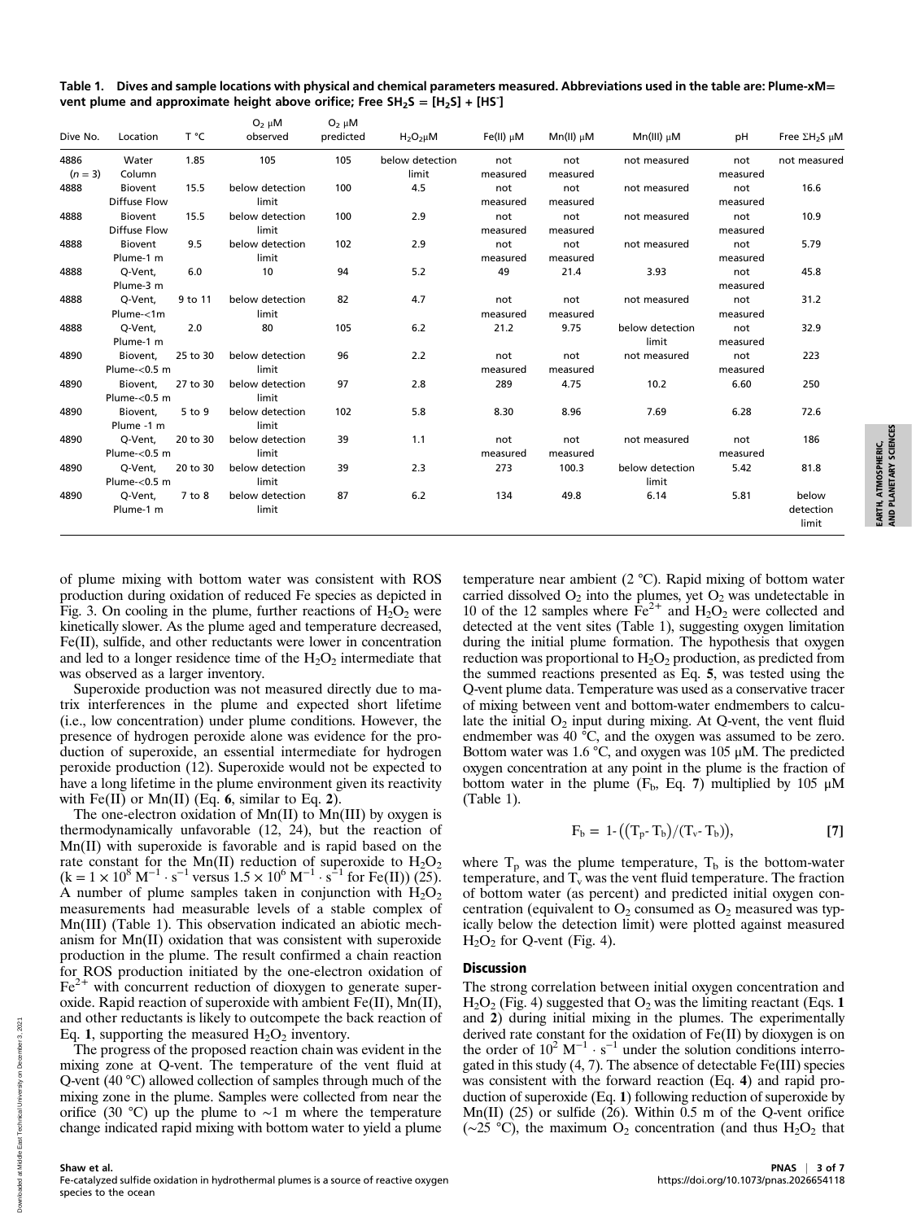**Table 1. Dives and sample locations with physical and chemical parameters measured. Abbreviations used in the table are: Plume-xM= vent plume and approximate height above orifice; Free $SH_2S$ = $[H_2S] + [HS^-]$**

| Dive No. | Location | T °C | $O_2$ μM observed | $O_2$ μM predicted | $H_2O_2$μM | Fe(II) μM | Mn(II) μM | Mn(III) μM | pH | Free $\Sigma H_2S$ μM |
|---|---|---|---|---|---|---|---|---|---|---|
| 4886 ($n = 3$) | Water Column | 1.85 | 105 | 105 | below detection limit | not measured | not measured | not measured | not measured | not measured |
| 4888 | Biovent Diffuse Flow | 15.5 | below detection limit | 100 | 4.5 | not measured | not measured | not measured | not measured | 16.6 |
| 4888 | Biovent Diffuse Flow | 15.5 | below detection limit | 100 | 2.9 | not measured | not measured | not measured | not measured | 10.9 |
| 4888 | Biovent Plume-1 m | 9.5 | below detection limit | 102 | 2.9 | not measured | not measured | not measured | not measured | 5.79 |
| 4888 | Q-Vent, Plume-3 m | 6.0 | 10 | 94 | 5.2 | 49 | 21.4 | 3.93 | not measured | 45.8 |
| 4888 | Q-Vent, Plume-<1m | 9 to 11 | below detection limit | 82 | 4.7 | not measured | not measured | not measured | not measured | 31.2 |
| 4888 | Q-Vent, Plume-1 m | 2.0 | 80 | 105 | 6.2 | 21.2 | 9.75 | below detection limit | not measured | 32.9 |
| 4890 | Biovent, Plume-<0.5 m | 25 to 30 | below detection limit | 96 | 2.2 | not measured | not measured | not measured | not measured | 223 |
| 4890 | Biovent, Plume-<0.5 m | 27 to 30 | below detection limit | 97 | 2.8 | 289 | 4.75 | 10.2 | 6.60 | 250 |
| 4890 | Biovent, Plume -1 m | 5 to 9 | below detection limit | 102 | 5.8 | 8.30 | 8.96 | 7.69 | 6.28 | 72.6 |
| 4890 | Q-Vent, Plume-<0.5 m | 20 to 30 | below detection limit | 39 | 1.1 | not measured | not measured | not measured | not measured | 186 |
| 4890 | Q-Vent, Plume-<0.5 m | 20 to 30 | below detection limit | 39 | 2.3 | 273 | 100.3 | below detection limit | 5.42 | 81.8 |
| 4890 | Q-Vent, Plume-1 m | 7 to 8 | below detection limit | 87 | 6.2 | 134 | 49.8 | 6.14 | 5.81 | below detection limit |

of plume mixing with bottom water was consistent with ROS production during oxidation of reduced Fe species as depicted in Fig. 3. On cooling in the plume, further reactions of $H_2O_2$ were kinetically slower. As the plume aged and temperature decreased, Fe(II), sulfide, and other reductants were lower in concentration and led to a longer residence time of the $H_2O_2$ intermediate that was observed as a larger inventory.

Superoxide production was not measured directly due to matrix interferences in the plume and expected short lifetime (i.e., low concentration) under plume conditions. However, the presence of hydrogen peroxide alone was evidence for the production of superoxide, an essential intermediate for hydrogen peroxide production (12). Superoxide would not be expected to have a long lifetime in the plume environment given its reactivity with Fe(II) or Mn(II) (Eq. **6**, similar to Eq. **2**).

The one-electron oxidation of Mn(II) to Mn(III) by oxygen is thermodynamically unfavorable (12, 24), but the reaction of Mn(II) with superoxide is favorable and is rapid based on the rate constant for the Mn(II) reduction of superoxide to $H_2O_2$ ($k = 1 \times 10^8\ M^{-1} \cdot s^{-1}$ versus $1.5 \times 10^6\ M^{-1} \cdot s^{-1}$ for Fe(II)) (25). A number of plume samples taken in conjunction with $H_2O_2$ measurements had measurable levels of a stable complex of Mn(III) (Table 1). This observation indicated an abiotic mechanism for Mn(II) oxidation that was consistent with superoxide production in the plume. The result confirmed a chain reaction for ROS production initiated by the one-electron oxidation of $Fe^{2+}$ with concurrent reduction of dioxygen to generate superoxide. Rapid reaction of superoxide with ambient Fe(II), Mn(II), and other reductants is likely to outcompete the back reaction of Eq. **1**, supporting the measured $H_2O_2$ inventory.

The progress of the proposed reaction chain was evident in the mixing zone at Q-vent. The temperature of the vent fluid at Q-vent (40 °C) allowed collection of samples through much of the mixing zone in the plume. Samples were collected from near the orifice (30 °C) up the plume to ~1 m where the temperature change indicated rapid mixing with bottom water to yield a plume temperature near ambient (2 °C). Rapid mixing of bottom water carried dissolved $O_2$ into the plumes, yet $O_2$ was undetectable in 10 of the 12 samples where $Fe^{2+}$ and $H_2O_2$ were collected and detected at the vent sites (Table 1), suggesting oxygen limitation during the initial plume formation. The hypothesis that oxygen reduction was proportional to $H_2O_2$ production, as predicted from the summed reactions presented as Eq. **5**, was tested using the Q-vent plume data. Temperature was used as a conservative tracer of mixing between vent and bottom-water endmembers to calculate the initial $O_2$ input during mixing. At Q-vent, the vent fluid endmember was 40 °C, and the oxygen was assumed to be zero. Bottom water was 1.6 °C, and oxygen was 105 μM. The predicted oxygen concentration at any point in the plume is the fraction of bottom water in the plume ($F_b$, Eq. **7**) multiplied by 105 μM (Table 1).

$$F_b = 1\text{-}\left(\left(T_p\text{-}\ T_b\right)/\left(T_v\text{-}\ T_b\right)\right), \qquad [7]$$

where $T_p$ was the plume temperature, $T_b$ is the bottom-water temperature, and $T_v$ was the vent fluid temperature. The fraction of bottom water (as percent) and predicted initial oxygen concentration (equivalent to $O_2$ consumed as $O_2$ measured was typically below the detection limit) were plotted against measured $H_2O_2$ for Q-vent (Fig. 4).

## Discussion

The strong correlation between initial oxygen concentration and $H_2O_2$ (Fig. 4) suggested that $O_2$ was the limiting reactant (Eqs. **1** and **2**) during initial mixing in the plumes. The experimentally derived rate constant for the oxidation of Fe(II) by dioxygen is on the order of $10^2\ M^{-1} \cdot s^{-1}$ under the solution conditions interrogated in this study (4, 7). The absence of detectable Fe(III) species was consistent with the forward reaction (Eq. **4**) and rapid production of superoxide (Eq. **1**) following reduction of superoxide by Mn(II) (25) or sulfide (26). Within 0.5 m of the Q-vent orifice (~25 °C), the maximum $O_2$ concentration (and thus $H_2O_2$ that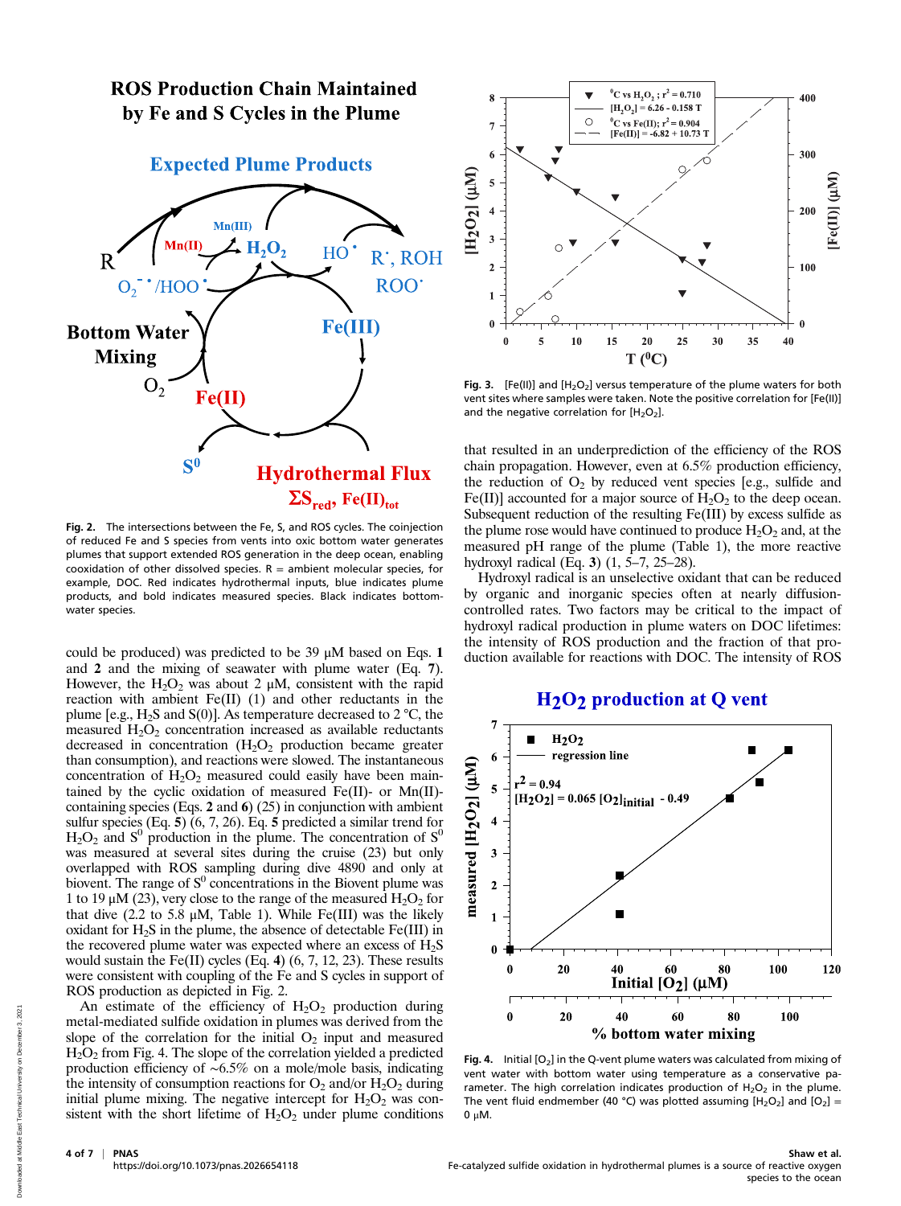**Fig. 2.** The intersections between the Fe, S, and ROS cycles. The coinjection of reduced Fe and S species from vents into oxic bottom water generates plumes that support extended ROS generation in the deep ocean, enabling cooxidation of other dissolved species. R = ambient molecular species, for example, DOC. Red indicates hydrothermal inputs, blue indicates plume products, and bold indicates measured species. Black indicates bottom-water species.

could be produced) was predicted to be 39 μM based on Eqs. **1** and **2** and the mixing of seawater with plume water (Eq. **7**). However, the $H_2O_2$ was about 2 μM, consistent with the rapid reaction with ambient Fe(II) (1) and other reductants in the plume [e.g., $H_2S$ and S(0)]. As temperature decreased to 2 °C, the measured $H_2O_2$ concentration increased as available reductants decreased in concentration ($H_2O_2$ production became greater than consumption), and reactions were slowed. The instantaneous concentration of $H_2O_2$ measured could easily have been maintained by the cyclic oxidation of measured Fe(II)- or Mn(II)-containing species (Eqs. **2** and **6**) (25) in conjunction with ambient sulfur species (Eq. **5**) (6, 7, 26). Eq. **5** predicted a similar trend for $H_2O_2$ and $S^0$ production in the plume. The concentration of $S^0$ was measured at several sites during the cruise (23) but only overlapped with ROS sampling during dive 4890 and only at biovent. The range of $S^0$ concentrations in the Biovent plume was 1 to 19 μM (23), very close to the range of the measured $H_2O_2$ for that dive (2.2 to 5.8 μM, Table 1). While Fe(III) was the likely oxidant for $H_2S$ in the plume, the absence of detectable Fe(III) in the recovered plume water was expected where an excess of $H_2S$ would sustain the Fe(II) cycles (Eq. **4**) (6, 7, 12, 23). These results were consistent with coupling of the Fe and S cycles in support of ROS production as depicted in Fig. 2.

An estimate of the efficiency of $H_2O_2$ production during metal-mediated sulfide oxidation in plumes was derived from the slope of the correlation for the initial $O_2$ input and measured $H_2O_2$ from Fig. 4. The slope of the correlation yielded a predicted production efficiency of ~6.5% on a mole/mole basis, indicating the intensity of consumption reactions for $O_2$ and/or $H_2O_2$ during initial plume mixing. The negative intercept for $H_2O_2$ was consistent with the short lifetime of $H_2O_2$ under plume conditions that resulted in an underprediction of the efficiency of the ROS chain propagation. However, even at 6.5% production efficiency, the reduction of $O_2$ by reduced vent species [e.g., sulfide and Fe(II)] accounted for a major source of $H_2O_2$ to the deep ocean. Subsequent reduction of the resulting Fe(III) by excess sulfide as the plume rose would have continued to produce $H_2O_2$ and, at the measured pH range of the plume (Table 1), the more reactive hydroxyl radical (Eq. **3**) (1, 5–7, 25–28).

Hydroxyl radical is an unselective oxidant that can be reduced by organic and inorganic species often at nearly diffusion-controlled rates. Two factors may be critical to the impact of hydroxyl radical production in plume waters on DOC lifetimes: the intensity of ROS production and the fraction of that production available for reactions with DOC. The intensity of ROS

**Fig. 3.** [Fe(II)] and $[H_2O_2]$ versus temperature of the plume waters for both vent sites where samples were taken. Note the positive correlation for [Fe(II)] and the negative correlation for $[H_2O_2]$.

**Fig. 4.** Initial $[O_2]$ in the Q-vent plume waters was calculated from mixing of vent water with bottom water using temperature as a conservative parameter. The high correlation indicates production of $H_2O_2$ in the plume. The vent fluid endmember (40 °C) was plotted assuming $[H_2O_2]$ and $[O_2]$ = 0 μM.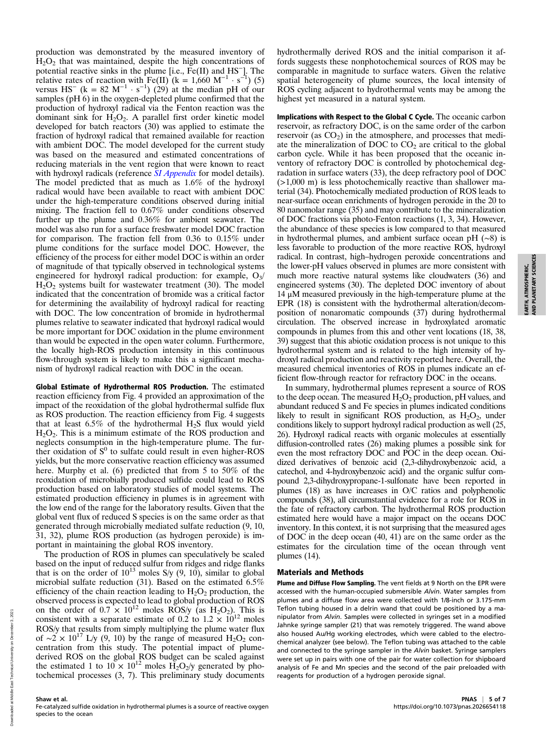production was demonstrated by the measured inventory of $H_2O_2$ that was maintained, despite the high concentrations of potential reactive sinks in the plume [i.e., Fe(II) and $HS^-$]. The relative rates of reaction with Fe(II) ($k = 1{,}660\ M^{-1} \cdot s^{-1}$) (5) versus $HS^-$ ($k = 82\ M^{-1} \cdot s^{-1}$) (29) at the median pH of our samples (pH 6) in the oxygen-depleted plume confirmed that the production of hydroxyl radical via the Fenton reaction was the dominant sink for $H_2O_2$. A parallel first order kinetic model developed for batch reactors (30) was applied to estimate the fraction of hydroxyl radical that remained available for reaction with ambient DOC. The model developed for the current study was based on the measured and estimated concentrations of reducing materials in the vent region that were known to react with hydroxyl radicals (reference *SI Appendix* for model details). The model predicted that as much as 1.6% of the hydroxyl radical would have been available to react with ambient DOC under the high-temperature conditions observed during initial mixing. The fraction fell to 0.67% under conditions observed further up the plume and 0.36% for ambient seawater. The model was also run for a surface freshwater model DOC fraction for comparison. The fraction fell from 0.36 to 0.15% under plume conditions for the surface model DOC. However, the efficiency of the process for either model DOC is within an order of magnitude of that typically observed in technological systems engineered for hydroxyl radical production: for example, $O_3$/$H_2O_2$ systems built for wastewater treatment (30). The model indicated that the concentration of bromide was a critical factor for determining the availability of hydroxyl radical for reacting with DOC. The low concentration of bromide in hydrothermal plumes relative to seawater indicated that hydroxyl radical would be more important for DOC oxidation in the plume environment than would be expected in the open water column. Furthermore, the locally high-ROS production intensity in this continuous flow-through system is likely to make this a significant mechanism of hydroxyl radical reaction with DOC in the ocean.

**Global Estimate of Hydrothermal ROS Production.** The estimated reaction efficiency from Fig. 4 provided an approximation of the impact of the reoxidation of the global hydrothermal sulfide flux as ROS production. The reaction efficiency from Fig. 4 suggests that at least 6.5% of the hydrothermal $H_2S$ flux would yield $H_2O_2$. This is a minimum estimate of the ROS production and neglects consumption in the high-temperature plume. The further oxidation of $S^0$ to sulfate could result in even higher-ROS yields, but the more conservative reaction efficiency was assumed here. Murphy et al. (6) predicted that from 5 to 50% of the reoxidation of microbially produced sulfide could lead to ROS production based on laboratory studies of model systems. The estimated production efficiency in plumes is in agreement with the low end of the range for the laboratory results. Given that the global vent flux of reduced S species is on the same order as that generated through microbially mediated sulfate reduction (9, 10, 31, 32), plume ROS production (as hydrogen peroxide) is important in maintaining the global ROS inventory.

The production of ROS in plumes can speculatively be scaled based on the input of reduced sulfur from ridges and ridge flanks that is on the order of $10^{13}$ moles S/y (9, 10), similar to global microbial sulfate reduction (31). Based on the estimated 6.5% efficiency of the chain reaction leading to $H_2O_2$ production, the observed process is expected to lead to global production of ROS on the order of $0.7 \times 10^{12}$ moles ROS/y (as $H_2O_2$). This is consistent with a separate estimate of 0.2 to $1.2 \times 10^{12}$ moles ROS/y that results from simply multiplying the plume water flux of $\sim 2 \times 10^{17}$ L/y (9, 10) by the range of measured $H_2O_2$ concentration from this study. The potential impact of plume-derived ROS on the global ROS budget can be scaled against the estimated 1 to $10 \times 10^{12}$ moles $H_2O_2$/y generated by photochemical processes (3, 7). This preliminary study documents hydrothermally derived ROS and the initial comparison it affords suggests these nonphotochemical sources of ROS may be comparable in magnitude to surface waters. Given the relative spatial heterogeneity of plume sources, the local intensity of ROS cycling adjacent to hydrothermal vents may be among the highest yet measured in a natural system.

**Implications with Respect to the Global C Cycle.** The oceanic carbon reservoir, as refractory DOC, is on the same order of the carbon reservoir (as $CO_2$) in the atmosphere, and processes that mediate the mineralization of DOC to $CO_2$ are critical to the global carbon cycle. While it has been proposed that the oceanic inventory of refractory DOC is controlled by photochemical degradation in surface waters (33), the deep refractory pool of DOC (>1,000 m) is less photochemically reactive than shallower material (34). Photochemically mediated production of ROS leads to near-surface ocean enrichments of hydrogen peroxide in the 20 to 80 nanomolar range (35) and may contribute to the mineralization of DOC fractions via photo-Fenton reactions (1, 3, 34). However, the abundance of these species is low compared to that measured in hydrothermal plumes, and ambient surface ocean pH (~8) is less favorable to production of the more reactive ROS, hydroxyl radical. In contrast, high–hydrogen peroxide concentrations and the lower-pH values observed in plumes are more consistent with much more reactive natural systems like cloudwaters (36) and engineered systems (30). The depleted DOC inventory of about 14 μM measured previously in the high-temperature plume at the EPR (18) is consistent with the hydrothermal alteration/decomposition of nonaromatic compounds (37) during hydrothermal circulation. The observed increase in hydroxylated aromatic compounds in plumes from this and other vent locations (18, 38, 39) suggest that this abiotic oxidation process is not unique to this hydrothermal system and is related to the high intensity of hydroxyl radical production and reactivity reported here. Overall, the measured chemical inventories of ROS in plumes indicate an efficient flow-through reactor for refractory DOC in the oceans.

In summary, hydrothermal plumes represent a source of ROS to the deep ocean. The measured $H_2O_2$ production, pH values, and abundant reduced S and Fe species in plumes indicated conditions likely to result in significant ROS production, as $H_2O_2$, under conditions likely to support hydroxyl radical production as well (25, 26). Hydroxyl radical reacts with organic molecules at essentially diffusion-controlled rates (26) making plumes a possible sink for even the most refractory DOC and POC in the deep ocean. Oxidized derivatives of benzoic acid (2,3-dihydroxybenzoic acid, a catechol, and 4-hydroxybenzoic acid) and the organic sulfur compound 2,3-dihydroxypropane-1-sulfonate have been reported in plumes (18) as have increases in O/C ratios and polyphenolic compounds (38), all circumstantial evidence for a role for ROS in the fate of refractory carbon. The hydrothermal ROS production estimated here would have a major impact on the oceans DOC inventory. In this context, it is not surprising that the measured ages of DOC in the deep ocean (40, 41) are on the same order as the estimates for the circulation time of the ocean through vent plumes (14).

## Materials and Methods

**Plume and Diffuse Flow Sampling.** The vent fields at 9 North on the EPR were accessed with the human-occupied submersible *Alvin*. Water samples from plumes and a diffuse flow area were collected with 1/8-inch or 3.175-mm Teflon tubing housed in a delrin wand that could be positioned by a manipulator from *Alvin*. Samples were collected in syringes set in a modified Jahnke syringe sampler (21) that was remotely triggered. The wand above also housed Au/Hg working electrodes, which were cabled to the electrochemical analyzer (see below). The Teflon tubing was attached to the cable and connected to the syringe sampler in the *Alvin* basket. Syringe samplers were set up in pairs with one of the pair for water collection for shipboard analysis of Fe and Mn species and the second of the pair preloaded with reagents for production of a hydrogen peroxide signal.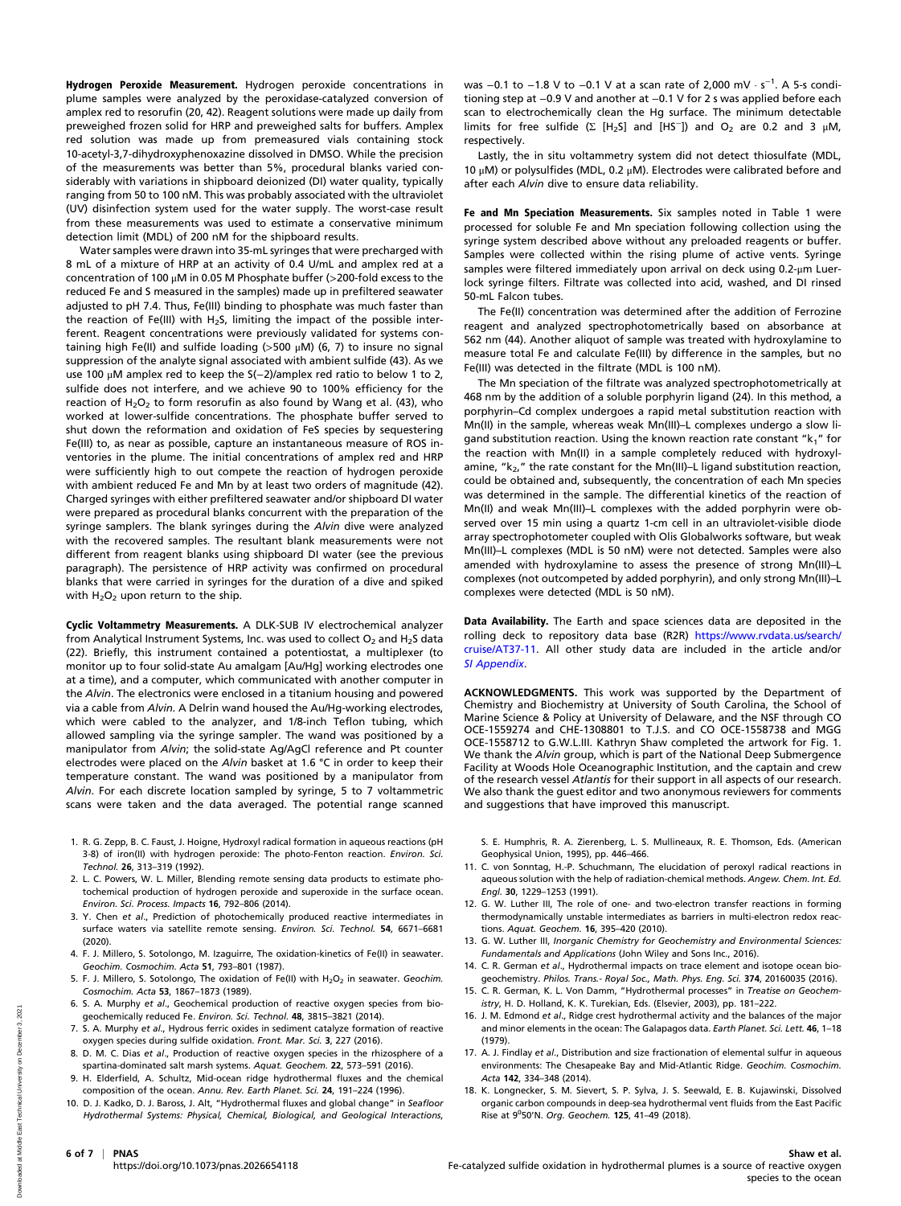**Hydrogen Peroxide Measurement.** Hydrogen peroxide concentrations in plume samples were analyzed by the peroxidase-catalyzed conversion of amplex red to resorufin (20, 42). Reagent solutions were made up daily from preweighed frozen solid for HRP and preweighed salts for buffers. Amplex red solution was made up from premeasured vials containing stock 10-acetyl-3,7-dihydroxyphenoxazine dissolved in DMSO. While the precision of the measurements was better than 5%, procedural blanks varied considerably with variations in shipboard deionized (DI) water quality, typically ranging from 50 to 100 nM. This was probably associated with the ultraviolet (UV) disinfection system used for the water supply. The worst-case result from these measurements was used to estimate a conservative minimum detection limit (MDL) of 200 nM for the shipboard results.

Water samples were drawn into 35-mL syringes that were precharged with 8 mL of a mixture of HRP at an activity of 0.4 U/mL and amplex red at a concentration of 100 μM in 0.05 M Phosphate buffer (>200-fold excess to the reduced Fe and S measured in the samples) made up in prefiltered seawater adjusted to pH 7.4. Thus, Fe(III) binding to phosphate was much faster than the reaction of Fe(III) with $H_2S$, limiting the impact of the possible interferent. Reagent concentrations were previously validated for systems containing high Fe(II) and sulfide loading (>500 μM) (6, 7) to insure no signal suppression of the analyte signal associated with ambient sulfide (43). As we use 100 μM amplex red to keep the S(−2)/amplex red ratio to below 1 to 2, sulfide does not interfere, and we achieve 90 to 100% efficiency for the reaction of $H_2O_2$ to form resorufin as also found by Wang et al. (43), who worked at lower-sulfide concentrations. The phosphate buffer served to shut down the reformation and oxidation of FeS species by sequestering Fe(III) to, as near as possible, capture an instantaneous measure of ROS inventories in the plume. The initial concentrations of amplex red and HRP were sufficiently high to out compete the reaction of hydrogen peroxide with ambient reduced Fe and Mn by at least two orders of magnitude (42). Charged syringes with either prefiltered seawater and/or shipboard DI water were prepared as procedural blanks concurrent with the preparation of the syringe samplers. The blank syringes during the *Alvin* dive were analyzed with the recovered samples. The resultant blank measurements were not different from reagent blanks using shipboard DI water (see the previous paragraph). The persistence of HRP activity was confirmed on procedural blanks that were carried in syringes for the duration of a dive and spiked with $H_2O_2$ upon return to the ship.

**Cyclic Voltammetry Measurements.** A DLK-SUB IV electrochemical analyzer from Analytical Instrument Systems, Inc. was used to collect $O_2$ and $H_2S$ data (22). Briefly, this instrument contained a potentiostat, a multiplexer (to monitor up to four solid-state Au amalgam [Au/Hg] working electrodes one at a time), and a computer, which communicated with another computer in the *Alvin*. The electronics were enclosed in a titanium housing and powered via a cable from *Alvin*. A Delrin wand housed the Au/Hg-working electrodes, which were cabled to the analyzer, and 1/8-inch Teflon tubing, which allowed sampling via the syringe sampler. The wand was positioned by a manipulator from *Alvin*; the solid-state Ag/AgCl reference and Pt counter electrodes were placed on the *Alvin* basket at 1.6 °C in order to keep their temperature constant. The wand was positioned by a manipulator from *Alvin*. For each discrete location sampled by syringe, 5 to 7 voltammetric scans were taken and the data averaged. The potential range scanned was −0.1 to −1.8 V to −0.1 V at a scan rate of 2,000 mV · $s^{-1}$. A 5-s conditioning step at −0.9 V and another at −0.1 V for 2 s was applied before each scan to electrochemically clean the Hg surface. The minimum detectable limits for free sulfide (Σ $[H_2S]$ and $[HS^-]$) and $O_2$ are 0.2 and 3 μM, respectively.

Lastly, the in situ voltammetry system did not detect thiosulfate (MDL, 10 μM) or polysulfides (MDL, 0.2 μM). Electrodes were calibrated before and after each *Alvin* dive to ensure data reliability.

**Fe and Mn Speciation Measurements.** Six samples noted in Table 1 were processed for soluble Fe and Mn speciation following collection using the syringe system described above without any preloaded reagents or buffer. Samples were collected within the rising plume of active vents. Syringe samples were filtered immediately upon arrival on deck using 0.2-μm Luer-lock syringe filters. Filtrate was collected into acid, washed, and DI rinsed 50-mL Falcon tubes.

The Fe(II) concentration was determined after the addition of Ferrozine reagent and analyzed spectrophotometrically based on absorbance at 562 nm (44). Another aliquot of sample was treated with hydroxylamine to measure total Fe and calculate Fe(III) by difference in the samples, but no Fe(III) was detected in the filtrate (MDL is 100 nM).

The Mn speciation of the filtrate was analyzed spectrophotometrically at 468 nm by the addition of a soluble porphyrin ligand (24). In this method, a porphyrin–Cd complex undergoes a rapid metal substitution reaction with Mn(II) in the sample, whereas weak Mn(III)–L complexes undergo a slow ligand substitution reaction. Using the known reaction rate constant "$k_1$" for the reaction with Mn(II) in a sample completely reduced with hydroxylamine, "$k_2$," the rate constant for the Mn(III)–L ligand substitution reaction, could be obtained and, subsequently, the concentration of each Mn species was determined in the sample. The differential kinetics of the reaction of Mn(II) and weak Mn(III)–L complexes with the added porphyrin were observed over 15 min using a quartz 1-cm cell in an ultraviolet-visible diode array spectrophotometer coupled with Olis Globalworks software, but weak Mn(III)–L complexes (MDL is 50 nM) were not detected. Samples were also amended with hydroxylamine to assess the presence of strong Mn(III)–L complexes (not outcompeted by added porphyrin), and only strong Mn(III)–L complexes were detected (MDL is 50 nM).

**Data Availability.** The Earth and space sciences data are deposited in the rolling deck to repository data base (R2R) https://www.rvdata.us/search/cruise/AT37-11. All other study data are included in the article and/or *SI Appendix*.

**ACKNOWLEDGMENTS.** This work was supported by the Department of Chemistry and Biochemistry at University of South Carolina, the School of Marine Science & Policy at University of Delaware, and the NSF through CO OCE-1559274 and CHE-1308801 to T.J.S. and CO OCE-1558738 and MGG OCE-1558712 to G.W.L.III. Kathryn Shaw completed the artwork for Fig. 1. We thank the *Alvin* group, which is part of the National Deep Submergence Facility at Woods Hole Oceanographic Institution, and the captain and crew of the research vessel *Atlantis* for their support in all aspects of our research. We also thank the guest editor and two anonymous reviewers for comments and suggestions that have improved this manuscript.

1. R. G. Zepp, B. C. Faust, J. Hoigne, Hydroxyl radical formation in aqueous reactions (pH 3-8) of iron(II) with hydrogen peroxide: The photo-Fenton reaction. *Environ. Sci. Technol.* **26**, 313–319 (1992).
2. L. C. Powers, W. L. Miller, Blending remote sensing data products to estimate photochemical production of hydrogen peroxide and superoxide in the surface ocean. *Environ. Sci. Process. Impacts* **16**, 792–806 (2014).
3. Y. Chen *et al*., Prediction of photochemically produced reactive intermediates in surface waters via satellite remote sensing. *Environ. Sci. Technol.* **54**, 6671–6681 (2020).
4. F. J. Millero, S. Sotolongo, M. Izaguirre, The oxidation-kinetics of Fe(II) in seawater. *Geochim. Cosmochim. Acta* **51**, 793–801 (1987).
5. F. J. Millero, S. Sotolongo, The oxidation of Fe(II) with $H_2O_2$ in seawater. *Geochim. Cosmochim. Acta* **53**, 1867–1873 (1989).
6. S. A. Murphy *et al*., Geochemical production of reactive oxygen species from biogeochemically reduced Fe. *Environ. Sci. Technol.* **48**, 3815–3821 (2014).
7. S. A. Murphy *et al*., Hydrous ferric oxides in sediment catalyze formation of reactive oxygen species during sulfide oxidation. *Front. Mar. Sci.* **3**, 227 (2016).
8. D. M. C. Dias *et al*., Production of reactive oxygen species in the rhizosphere of a spartina-dominated salt marsh systems. *Aquat. Geochem.* **22**, 573–591 (2016).
9. H. Elderfield, A. Schultz, Mid-ocean ridge hydrothermal fluxes and the chemical composition of the ocean. *Annu. Rev. Earth Planet. Sci.* **24**, 191–224 (1996).
10. D. J. Kadko, D. J. Baross, J. Alt, "Hydrothermal fluxes and global change" in *Seafloor Hydrothermal Systems: Physical, Chemical, Biological, and Geological Interactions*, S. E. Humphris, R. A. Zierenberg, L. S. Mullineaux, R. E. Thomson, Eds. (American Geophysical Union, 1995), pp. 446–466.
11. C. von Sonntag, H.-P. Schuchmann, The elucidation of peroxyl radical reactions in aqueous solution with the help of radiation-chemical methods. *Angew. Chem. Int. Ed. Engl.* **30**, 1229–1253 (1991).
12. G. W. Luther III, The role of one- and two-electron transfer reactions in forming thermodynamically unstable intermediates as barriers in multi-electron redox reactions. *Aquat. Geochem.* **16**, 395–420 (2010).
13. G. W. Luther III, *Inorganic Chemistry for Geochemistry and Environmental Sciences: Fundamentals and Applications* (John Wiley and Sons Inc., 2016).
14. C. R. German *et al*., Hydrothermal impacts on trace element and isotope ocean biogeochemistry. *Philos. Trans.- Royal Soc., Math. Phys. Eng. Sci.* **374**, 20160035 (2016).
15. C. R. German, K. L. Von Damm, "Hydrothermal processes" in *Treatise on Geochemistry*, H. D. Holland, K. K. Turekian, Eds. (Elsevier, 2003), pp. 181–222.
16. J. M. Edmond *et al*., Ridge crest hydrothermal activity and the balances of the major and minor elements in the ocean: The Galapagos data. *Earth Planet. Sci. Lett.* **46**, 1–18 (1979).
17. A. J. Findlay *et al*., Distribution and size fractionation of elemental sulfur in aqueous environments: The Chesapeake Bay and Mid-Atlantic Ridge. *Geochim. Cosmochim. Acta* **142**, 334–348 (2014).
18. K. Longnecker, S. M. Sievert, S. P. Sylva, J. S. Seewald, E. B. Kujawinski, Dissolved organic carbon compounds in deep-sea hydrothermal vent fluids from the East Pacific Rise at 9°50′N. *Org. Geochem.* **125**, 41–49 (2018).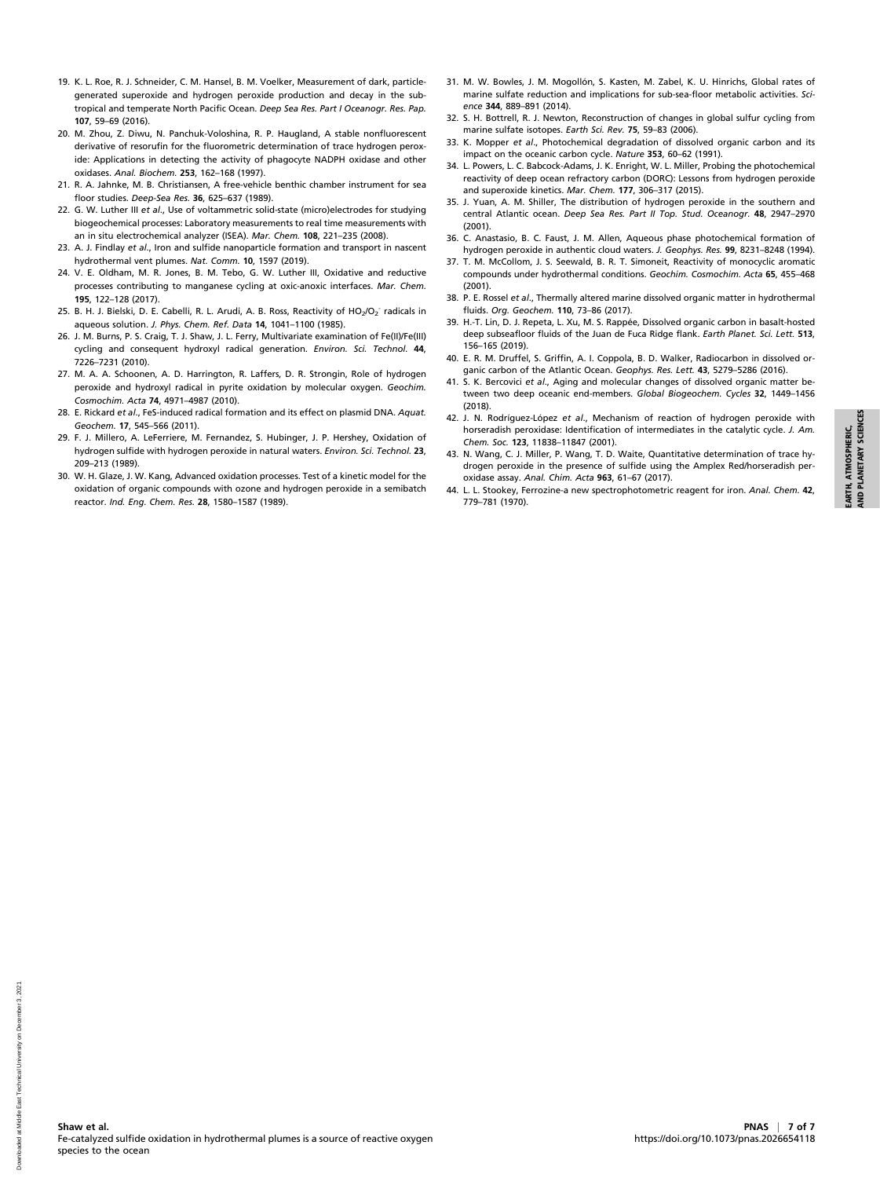19. K. L. Roe, R. J. Schneider, C. M. Hansel, B. M. Voelker, Measurement of dark, particle-generated superoxide and hydrogen peroxide production and decay in the subtropical and temperate North Pacific Ocean. *Deep Sea Res. Part I Oceanogr. Res. Pap.* **107**, 59–69 (2016).
20. M. Zhou, Z. Diwu, N. Panchuk-Voloshina, R. P. Haugland, A stable nonfluorescent derivative of resorufin for the fluorometric determination of trace hydrogen peroxide: Applications in detecting the activity of phagocyte NADPH oxidase and other oxidases. *Anal. Biochem.* **253**, 162–168 (1997).
21. R. A. Jahnke, M. B. Christiansen, A free-vehicle benthic chamber instrument for sea floor studies. *Deep-Sea Res.* **36**, 625–637 (1989).
22. G. W. Luther III *et al*., Use of voltammetric solid-state (micro)electrodes for studying biogeochemical processes: Laboratory measurements to real time measurements with an in situ electrochemical analyzer (ISEA). *Mar. Chem.* **108**, 221–235 (2008).
23. A. J. Findlay *et al*., Iron and sulfide nanoparticle formation and transport in nascent hydrothermal vent plumes. *Nat. Comm.* **10**, 1597 (2019).
24. V. E. Oldham, M. R. Jones, B. M. Tebo, G. W. Luther III, Oxidative and reductive processes contributing to manganese cycling at oxic-anoxic interfaces. *Mar. Chem.* **195**, 122–128 (2017).
25. B. H. J. Bielski, D. E. Cabelli, R. L. Arudi, A. B. Ross, Reactivity of $HO_2/O_2^-$ radicals in aqueous solution. *J. Phys. Chem. Ref. Data* **14**, 1041–1100 (1985).
26. J. M. Burns, P. S. Craig, T. J. Shaw, J. L. Ferry, Multivariate examination of Fe(II)/Fe(III) cycling and consequent hydroxyl radical generation. *Environ. Sci. Technol.* **44**, 7226–7231 (2010).
27. M. A. A. Schoonen, A. D. Harrington, R. Laffers, D. R. Strongin, Role of hydrogen peroxide and hydroxyl radical in pyrite oxidation by molecular oxygen. *Geochim. Cosmochim. Acta* **74**, 4971–4987 (2010).
28. E. Rickard *et al*., FeS-induced radical formation and its effect on plasmid DNA. *Aquat. Geochem.* **17**, 545–566 (2011).
29. F. J. Millero, A. LeFerriere, M. Fernandez, S. Hubinger, J. P. Hershey, Oxidation of hydrogen sulfide with hydrogen peroxide in natural waters. *Environ. Sci. Technol.* **23**, 209–213 (1989).
30. W. H. Glaze, J. W. Kang, Advanced oxidation processes. Test of a kinetic model for the oxidation of organic compounds with ozone and hydrogen peroxide in a semibatch reactor. *Ind. Eng. Chem. Res.* **28**, 1580–1587 (1989).
31. M. W. Bowles, J. M. Mogollón, S. Kasten, M. Zabel, K. U. Hinrichs, Global rates of marine sulfate reduction and implications for sub-sea-floor metabolic activities. *Science* **344**, 889–891 (2014).
32. S. H. Bottrell, R. J. Newton, Reconstruction of changes in global sulfur cycling from marine sulfate isotopes. *Earth Sci. Rev.* **75**, 59–83 (2006).
33. K. Mopper *et al*., Photochemical degradation of dissolved organic carbon and its impact on the oceanic carbon cycle. *Nature* **353**, 60–62 (1991).
34. L. Powers, L. C. Babcock-Adams, J. K. Enright, W. L. Miller, Probing the photochemical reactivity of deep ocean refractory carbon (DORC): Lessons from hydrogen peroxide and superoxide kinetics. *Mar. Chem.* **177**, 306–317 (2015).
35. J. Yuan, A. M. Shiller, The distribution of hydrogen peroxide in the southern and central Atlantic ocean. *Deep Sea Res. Part II Top. Stud. Oceanogr.* **48**, 2947–2970 (2001).
36. C. Anastasio, B. C. Faust, J. M. Allen, Aqueous phase photochemical formation of hydrogen peroxide in authentic cloud waters. *J. Geophys. Res.* **99**, 8231–8248 (1994).
37. T. M. McCollom, J. S. Seewald, B. R. T. Simoneit, Reactivity of monocyclic aromatic compounds under hydrothermal conditions. *Geochim. Cosmochim. Acta* **65**, 455–468 (2001).
38. P. E. Rossel *et al*., Thermally altered marine dissolved organic matter in hydrothermal fluids. *Org. Geochem.* **110**, 73–86 (2017).
39. H.-T. Lin, D. J. Repeta, L. Xu, M. S. Rappée, Dissolved organic carbon in basalt-hosted deep subseafloor fluids of the Juan de Fuca Ridge flank. *Earth Planet. Sci. Lett.* **513**, 156–165 (2019).
40. E. R. M. Druffel, S. Griffin, A. I. Coppola, B. D. Walker, Radiocarbon in dissolved organic carbon of the Atlantic Ocean. *Geophys. Res. Lett.* **43**, 5279–5286 (2016).
41. S. K. Bercovici *et al*., Aging and molecular changes of dissolved organic matter between two deep oceanic end-members. *Global Biogeochem. Cycles* **32**, 1449–1456 (2018).
42. J. N. Rodríguez-López *et al*., Mechanism of reaction of hydrogen peroxide with horseradish peroxidase: Identification of intermediates in the catalytic cycle. *J. Am. Chem. Soc.* **123**, 11838–11847 (2001).
43. N. Wang, C. J. Miller, P. Wang, T. D. Waite, Quantitative determination of trace hydrogen peroxide in the presence of sulfide using the Amplex Red/horseradish peroxidase assay. *Anal. Chim. Acta* **963**, 61–67 (2017).
44. L. L. Stookey, Ferrozine-a new spectrophotometric reagent for iron. *Anal. Chem.* **42**, 779–781 (1970).